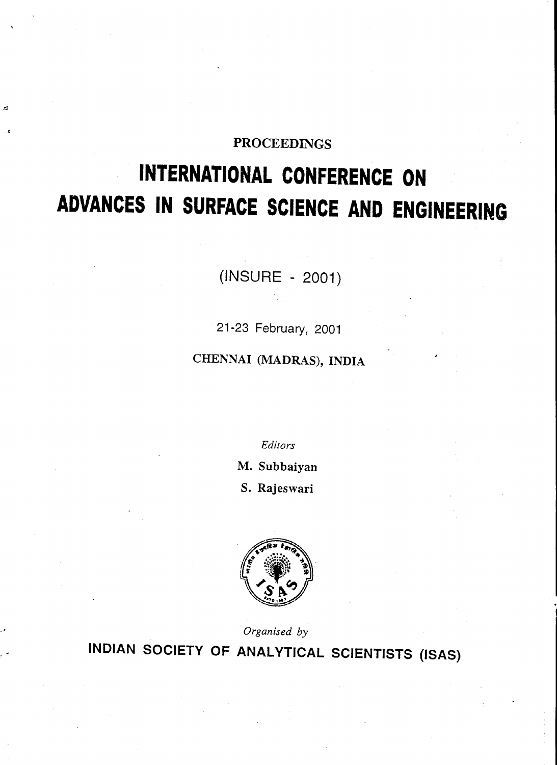PROCEEDINGS

# INTERNATIONAL CONFERENCE ON ADVANCES IN SURFACE SCIENCE AND ENGINEERING

(INSURE - 2001)

21-23 February, 2001

CHENNAI (MADRAS), INDIA

*Editors*

M. Subbaiyan

S. Rajeswari

*Organised by*

**INDIAN SOCIETY OF ANALYTICAL SCIENTISTS (ISAS)**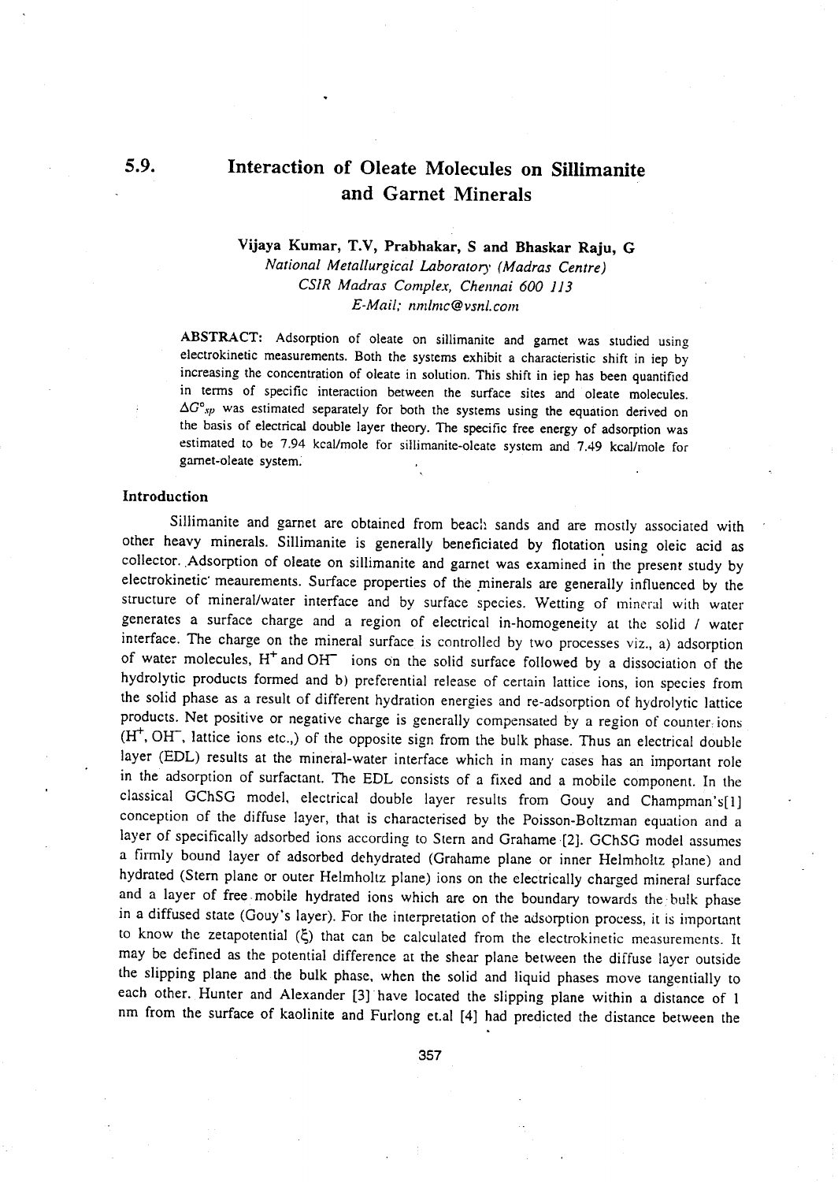# 5.9. Interaction of Oleate Molecules on Sillimanite and Garnet Minerals

**Vijaya Kumar, T.V, Prabhakar, S and Bhaskar Raju, G**

*National Metallurgical Laboratory (Madras Centre)*
*CSIR Madras Complex, Chennai 600 113*
*E-Mail; nmlmc@vsnl.com*

**ABSTRACT:** Adsorption of oleate on sillimanite and garnet was studied using electrokinetic measurements. Both the systems exhibit a characteristic shift in iep by increasing the concentration of oleate in solution. This shift in iep has been quantified in terms of specific interaction between the surface sites and oleate molecules. $\Delta G^{o}_{sp}$ was estimated separately for both the systems using the equation derived on the basis of electrical double layer theory. The specific free energy of adsorption was estimated to be 7.94 kcal/mole for sillimanite-oleate system and 7.49 kcal/mole for garnet-oleate system.

## Introduction

Sillimanite and garnet are obtained from beach sands and are mostly associated with other heavy minerals. Sillimanite is generally beneficiated by flotation using oleic acid as collector. Adsorption of oleate on sillimanite and garnet was examined in the present study by electrokinetic meaurements. Surface properties of the minerals are generally influenced by the structure of mineral/water interface and by surface species. Wetting of mineral with water generates a surface charge and a region of electrical in-homogeneity at the solid / water interface. The charge on the mineral surface is controlled by two processes viz., a) adsorption of water molecules, $H^{+}$ and $OH^{-}$ ions on the solid surface followed by a dissociation of the hydrolytic products formed and b) preferential release of certain lattice ions, ion species from the solid phase as a result of different hydration energies and re-adsorption of hydrolytic lattice products. Net positive or negative charge is generally compensated by a region of counter ions ($H^{+}$, $OH^{-}$, lattice ions etc.,) of the opposite sign from the bulk phase. Thus an electrical double layer (EDL) results at the mineral-water interface which in many cases has an important role in the adsorption of surfactant. The EDL consists of a fixed and a mobile component. In the classical GChSG model, electrical double layer results from Gouy and Champman's[1] conception of the diffuse layer, that is characterised by the Poisson-Boltzman equation and a layer of specifically adsorbed ions according to Stern and Grahame [2]. GChSG model assumes a firmly bound layer of adsorbed dehydrated (Grahame plane or inner Helmholtz plane) and hydrated (Stern plane or outer Helmholtz plane) ions on the electrically charged mineral surface and a layer of free mobile hydrated ions which are on the boundary towards the bulk phase in a diffused state (Gouy's layer). For the interpretation of the adsorption process, it is important to know the zetapotential ($\xi$) that can be calculated from the electrokinetic measurements. It may be defined as the potential difference at the shear plane between the diffuse layer outside the slipping plane and the bulk phase, when the solid and liquid phases move tangentially to each other. Hunter and Alexander [3] have located the slipping plane within a distance of 1 nm from the surface of kaolinite and Furlong et.al [4] had predicted the distance between the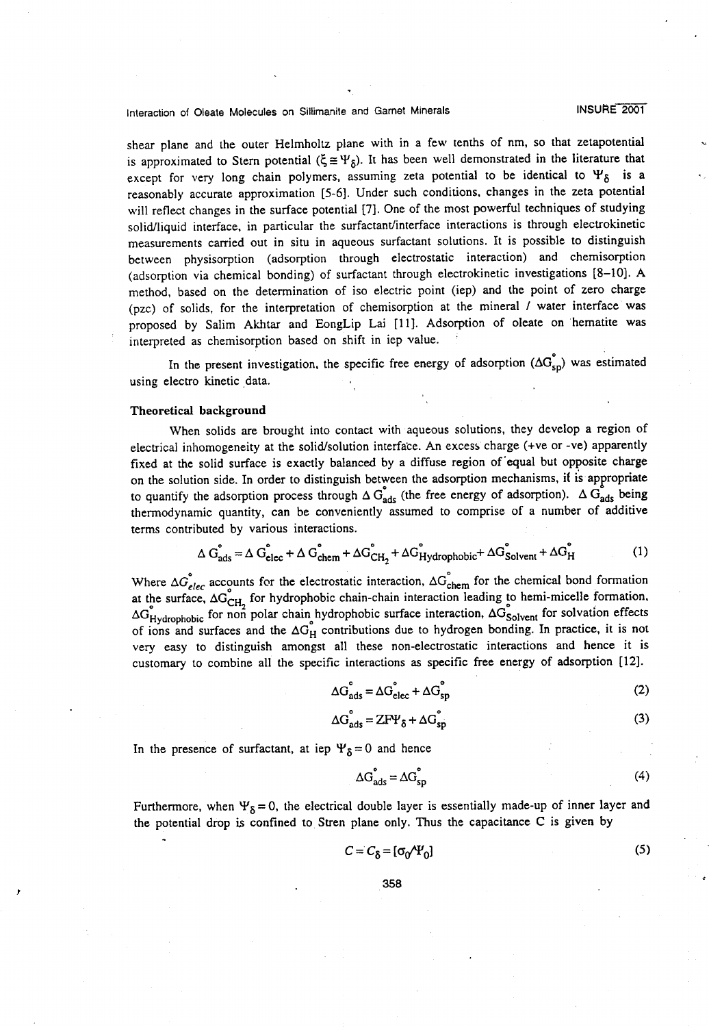shear plane and the outer Helmholtz plane with in a few tenths of nm, so that zetapotential is approximated to Stern potential ($\xi \equiv \Psi_\delta$). It has been well demonstrated in the literature that except for very long chain polymers, assuming zeta potential to be identical to $\Psi_\delta$ is a reasonably accurate approximation [5-6]. Under such conditions, changes in the zeta potential will reflect changes in the surface potential [7]. One of the most powerful techniques of studying solid/liquid interface, in particular the surfactant/interface interactions is through electrokinetic measurements carried out in situ in aqueous surfactant solutions. It is possible to distinguish between physisorption (adsorption through electrostatic interaction) and chemisorption (adsorption via chemical bonding) of surfactant through electrokinetic investigations [8–10]. A method, based on the determination of iso electric point (iep) and the point of zero charge (pzc) of solids, for the interpretation of chemisorption at the mineral / water interface was proposed by Salim Akhtar and EongLip Lai [11]. Adsorption of oleate on hematite was interpreted as chemisorption based on shift in iep value.

In the present investigation, the specific free energy of adsorption ($\Delta G^{\circ}_{sp}$) was estimated using electro kinetic data.

## Theoretical background

When solids are brought into contact with aqueous solutions, they develop a region of electrical inhomogeneity at the solid/solution interface. An excess charge (+ve or -ve) apparently fixed at the solid surface is exactly balanced by a diffuse region of equal but opposite charge on the solution side. In order to distinguish between the adsorption mechanisms, it is appropriate to quantify the adsorption process through $\Delta G^{\circ}_{ads}$ (the free energy of adsorption). $\Delta G^{\circ}_{ads}$ being thermodynamic quantity, can be conveniently assumed to comprise of a number of additive terms contributed by various interactions.

$$\Delta G^{\circ}_{ads} = \Delta G^{\circ}_{elec} + \Delta G^{\circ}_{chem} + \Delta G^{\circ}_{CH_2} + \Delta G^{\circ}_{Hydrophobic} + \Delta G^{\circ}_{Solvent} + \Delta G^{\circ}_{H} \tag{1}$$

Where $\Delta G^{\circ}_{elec}$ accounts for the electrostatic interaction, $\Delta G^{\circ}_{chem}$ for the chemical bond formation at the surface, $\Delta G^{\circ}_{CH_2}$ for hydrophobic chain-chain interaction leading to hemi-micelle formation, $\Delta G^{\circ}_{Hydrophobic}$ for non polar chain hydrophobic surface interaction, $\Delta G^{\circ}_{Solvent}$ for solvation effects of ions and surfaces and the $\Delta G^{\circ}_{H}$ contributions due to hydrogen bonding. In practice, it is not very easy to distinguish amongst all these non-electrostatic interactions and hence it is customary to combine all the specific interactions as specific free energy of adsorption [12].

$$\Delta G^{\circ}_{ads} = \Delta G^{\circ}_{elec} + \Delta G^{\circ}_{sp} \tag{2}$$

$$\Delta G^{\circ}_{ads} = ZF\Psi_\delta + \Delta G^{\circ}_{sp} \tag{3}$$

In the presence of surfactant, at iep $\Psi_\delta = 0$ and hence

$$\Delta G^{\circ}_{ads} = \Delta G^{\circ}_{sp} \tag{4}$$

Furthermore, when $\Psi_\delta = 0$, the electrical double layer is essentially made-up of inner layer and the potential drop is confined to Stren plane only. Thus the capacitance C is given by

$$C = C_\delta = [\sigma_0/\Psi_0] \tag{5}$$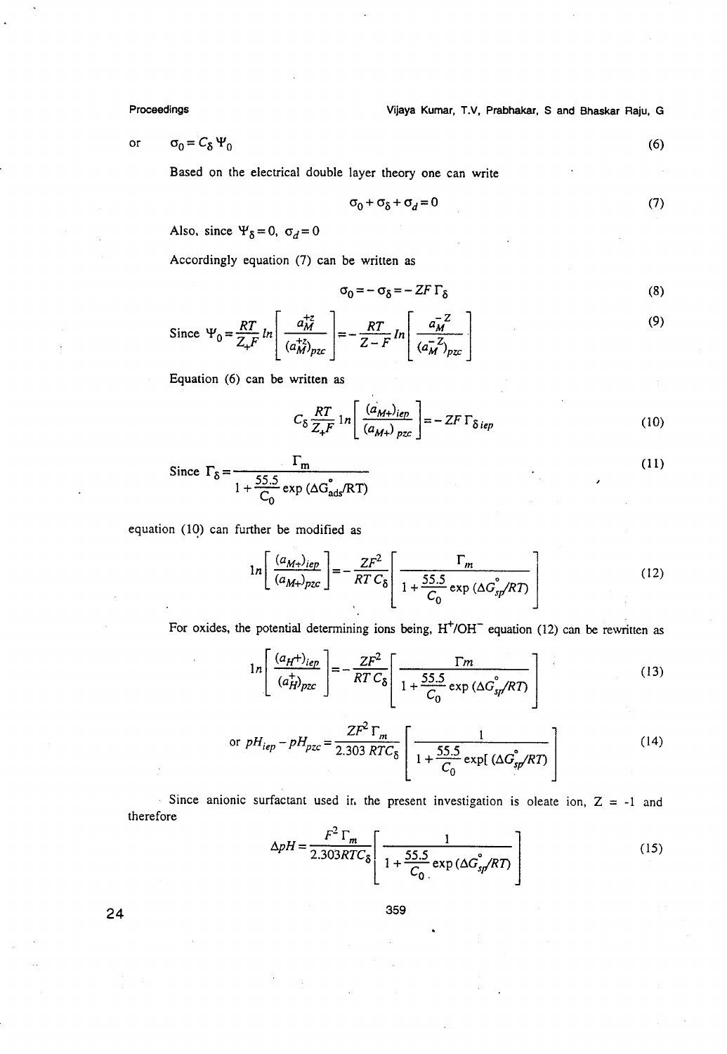or $\sigma_0 = C_\delta \Psi_0$ (6)

Based on the electrical double layer theory one can write

$$\sigma_0 + \sigma_\delta + \sigma_d = 0 \tag{7}$$

Also, since $\Psi_\delta = 0$, $\sigma_d = 0$

Accordingly equation (7) can be written as

$$\sigma_0 = -\sigma_\delta = -ZF\Gamma_\delta \tag{8}$$

$$\text{Since } \Psi_0 = \frac{RT}{Z_+F} ln \left[ \frac{a_M^{+z}}{(a_M^{+z})_{pzc}} \right] = -\frac{RT}{Z-F} ln \left[ \frac{a_M^{-Z}}{(a_M^{-Z})_{pzc}} \right] \tag{9}$$

Equation (6) can be written as

$$C_\delta \frac{RT}{Z_+F} \ln \left[ \frac{(a_{M+})_{iep}}{(a_{M+})_{pzc}} \right] = -ZF\Gamma_{\delta\, iep} \tag{10}$$

$$\text{Since } \Gamma_\delta = \frac{\Gamma_m}{1 + \frac{55.5}{C_0} \exp(\Delta G^\circ_{ads}/RT)} \tag{11}$$

equation (10) can further be modified as

$$\ln \left[ \frac{(a_{M+})_{iep}}{(a_{M+})_{pzc}} \right] = -\frac{ZF^2}{RT\,C_\delta} \left[ \frac{\Gamma_m}{1 + \frac{55.5}{C_0} \exp(\Delta G^\circ_{sp}/RT)} \right] \tag{12}$$

For oxides, the potential determining ions being, $H^+/OH^-$ equation (12) can be rewritten as

$$\ln \left[ \frac{(a_{H^+})_{iep}}{(a_H^+)_{pzc}} \right] = -\frac{ZF^2}{RT\,C_\delta} \left[ \frac{\Gamma m}{1 + \frac{55.5}{C_0} \exp(\Delta G^\circ_{sp}/RT)} \right] \tag{13}$$

$$\text{or } pH_{iep} - pH_{pzc} = \frac{ZF^2\Gamma_m}{2.303\,RTC_\delta} \left[ \frac{1}{1 + \frac{55.5}{C_0} \exp[(\Delta G^\circ_{sp}/RT)} \right] \tag{14}$$

Since anionic surfactant used in the present investigation is oleate ion, Z = -1 and therefore

$$\Delta pH = \frac{F^2\Gamma_m}{2.303RTC_\delta} \left[ \frac{1}{1 + \frac{55.5}{C_0} \exp(\Delta G^\circ_{sp}/RT)} \right] \tag{15}$$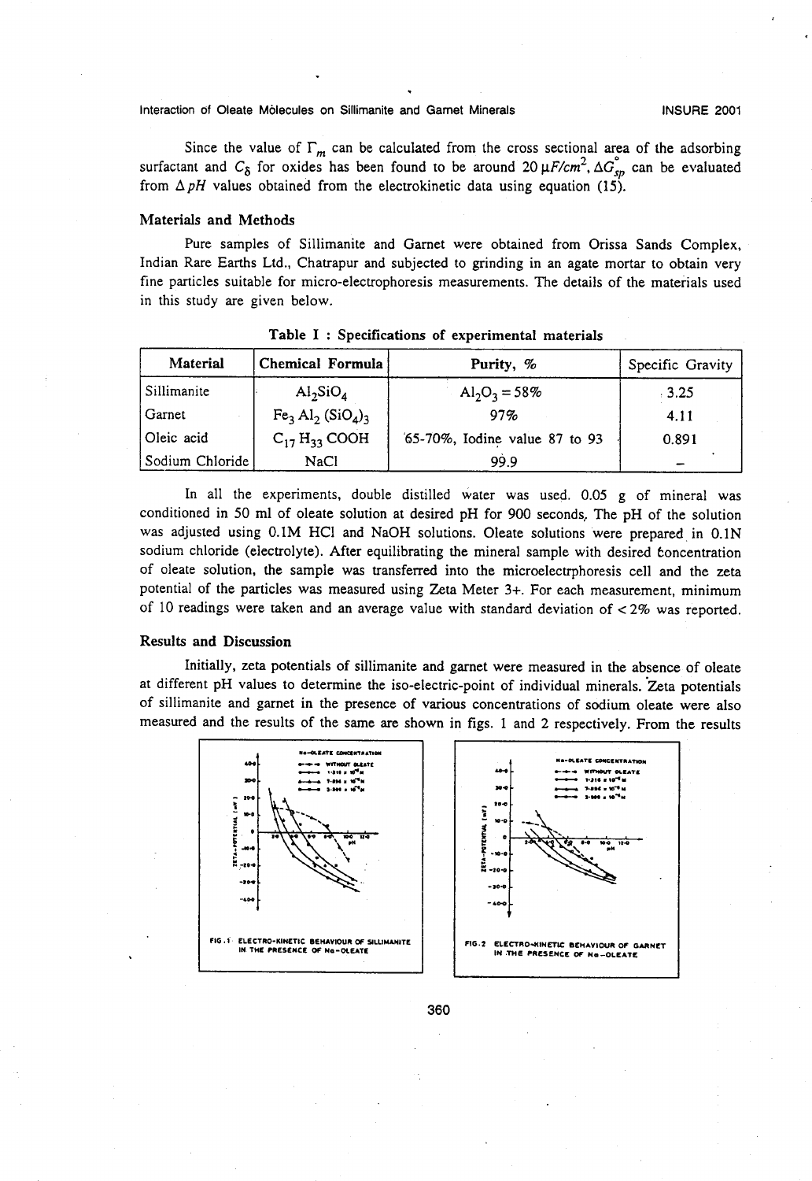Since the value of $\Gamma_m$ can be calculated from the cross sectional area of the adsorbing surfactant and $C_\delta$ for oxides has been found to be around $20\,\mu F/cm^2$, $\Delta G^\circ_{sp}$ can be evaluated from $\Delta pH$ values obtained from the electrokinetic data using equation (15).

## Materials and Methods

Pure samples of Sillimanite and Garnet were obtained from Orissa Sands Complex, Indian Rare Earths Ltd., Chatrapur and subjected to grinding in an agate mortar to obtain very fine particles suitable for micro-electrophoresis measurements. The details of the materials used in this study are given below.

**Table I : Specifications of experimental materials**

| Material | Chemical Formula | Purity, % | Specific Gravity |
|---|---|---|---|
| Sillimanite | $Al_2SiO_4$ | $Al_2O_3 = 58\%$ | 3.25 |
| Garnet | $Fe_3\,Al_2\,(SiO_4)_3$ | 97% | 4.11 |
| Oleic acid | $C_{17}\,H_{33}\,COOH$ | 65-70%, Iodine value 87 to 93 | 0.891 |
| Sodium Chloride | NaCl | 99.9 | – |

In all the experiments, double distilled water was used. 0.05 g of mineral was conditioned in 50 ml of oleate solution at desired pH for 900 seconds. The pH of the solution was adjusted using 0.1M HCl and NaOH solutions. Oleate solutions were prepared in 0.1N sodium chloride (electrolyte). After equilibrating the mineral sample with desired concentration of oleate solution, the sample was transferred into the microelectrphoresis cell and the zeta potential of the particles was measured using Zeta Meter 3+. For each measurement, minimum of 10 readings were taken and an average value with standard deviation of < 2% was reported.

## Results and Discussion

Initially, zeta potentials of sillimanite and garnet were measured in the absence of oleate at different pH values to determine the iso-electric-point of individual minerals. Zeta potentials of sillimanite and garnet in the presence of various concentrations of sodium oleate were also measured and the results of the same are shown in figs. 1 and 2 respectively. From the results

FIG. 1 ELECTRO-KINETIC BEHAVIOUR OF SILLIMANITE IN THE PRESENCE OF Na-OLEATE

FIG. 2 ELECTRO-KINETIC BEHAVIOUR OF GARNET IN THE PRESENCE OF Na-OLEATE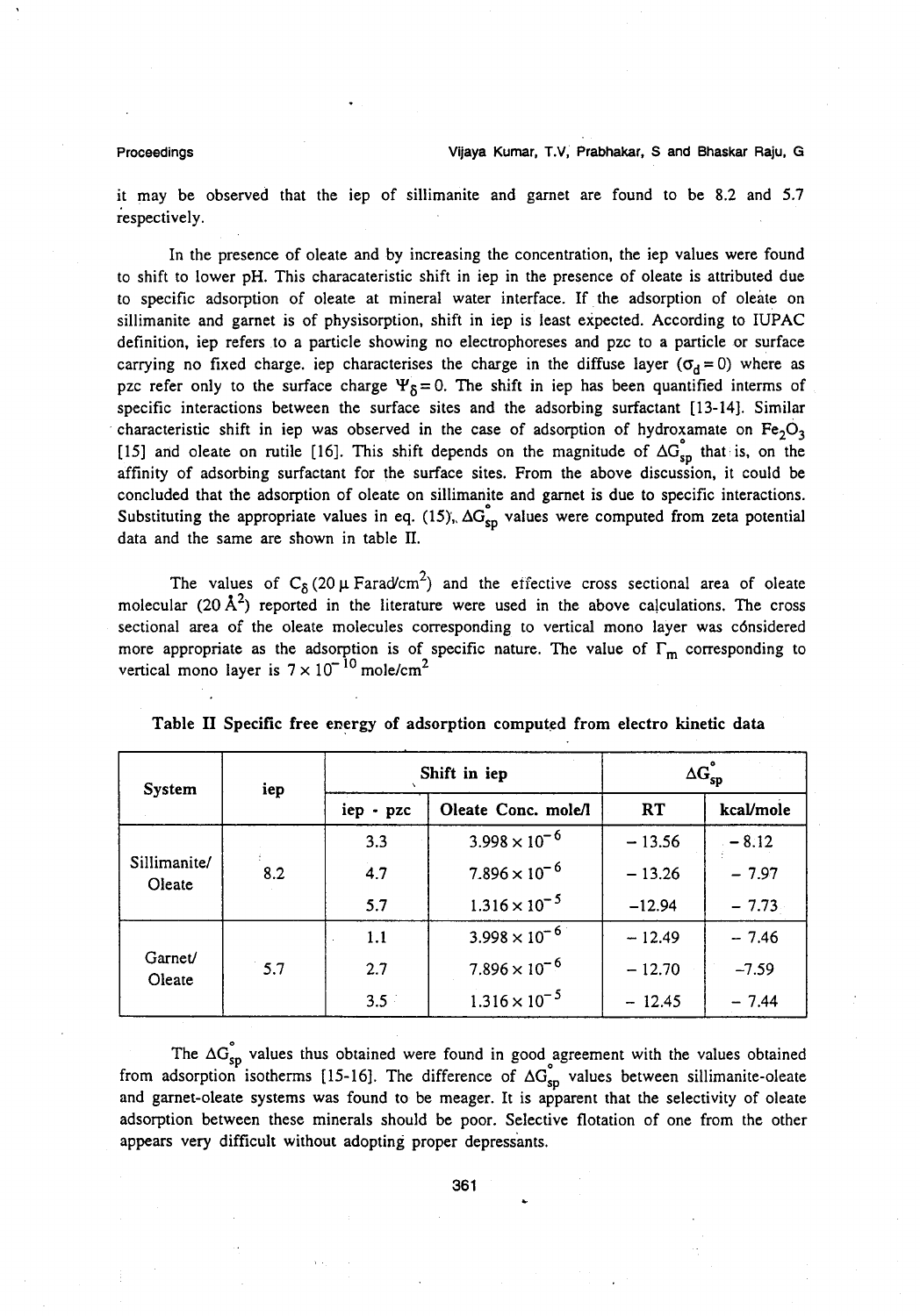it may be observed that the iep of sillimanite and garnet are found to be 8.2 and 5.7 respectively.

In the presence of oleate and by increasing the concentration, the iep values were found to shift to lower pH. This characteristic shift in iep in the presence of oleate is attributed due to specific adsorption of oleate at mineral water interface. If the adsorption of oleate on sillimanite and garnet is of physisorption, shift in iep is least expected. According to IUPAC definition, iep refers to a particle showing no electrophoreses and pzc to a particle or surface carrying no fixed charge. iep characterises the charge in the diffuse layer ($\sigma_d = 0$) where as pzc refer only to the surface charge $\Psi_\delta = 0$. The shift in iep has been quantified interms of specific interactions between the surface sites and the adsorbing surfactant [13-14]. Similar characteristic shift in iep was observed in the case of adsorption of hydroxamate on $Fe_2O_3$ [15] and oleate on rutile [16]. This shift depends on the magnitude of $\Delta G^{\circ}_{sp}$ that is, on the affinity of adsorbing surfactant for the surface sites. From the above discussion, it could be concluded that the adsorption of oleate on sillimanite and garnet is due to specific interactions. Substituting the appropriate values in eq. (15), $\Delta G^{\circ}_{sp}$ values were computed from zeta potential data and the same are shown in table II.

The values of $C_\delta$ (20 $\mu$ Farad/cm$^2$) and the effective cross sectional area of oleate molecular (20 Å$^2$) reported in the literature were used in the above calculations. The cross sectional area of the oleate molecules corresponding to vertical mono layer was cónsidered more appropriate as the adsorption is of specific nature. The value of $\Gamma_m$ corresponding to vertical mono layer is $7 \times 10^{-10}$ mole/cm$^2$

**Table II Specific free energy of adsorption computed from electro kinetic data**

| System | iep | Shift in iep | | $\Delta G^{\circ}_{sp}$ | |
|---|---|---|---|---|---|
| | | iep - pzc | Oleate Conc. mole/l | RT | kcal/mole |
| Sillimanite/ Oleate | 8.2 | 3.3 | $3.998 \times 10^{-6}$ | − 13.56 | − 8.12 |
| | | 4.7 | $7.896 \times 10^{-6}$ | − 13.26 | − 7.97 |
| | | 5.7 | $1.316 \times 10^{-5}$ | −12.94 | − 7.73 |
| Garnet/ Oleate | 5.7 | 1.1 | $3.998 \times 10^{-6}$ | − 12.49 | − 7.46 |
| | | 2.7 | $7.896 \times 10^{-6}$ | − 12.70 | −7.59 |
| | | 3.5 | $1.316 \times 10^{-5}$ | − 12.45 | − 7.44 |

The $\Delta G^{\circ}_{sp}$ values thus obtained were found in good agreement with the values obtained from adsorption isotherms [15-16]. The difference of $\Delta G^{\circ}_{sp}$ values between sillimanite-oleate and garnet-oleate systems was found to be meager. It is apparent that the selectivity of oleate adsorption between these minerals should be poor. Selective flotation of one from the other appears very difficult without adopting proper depressants.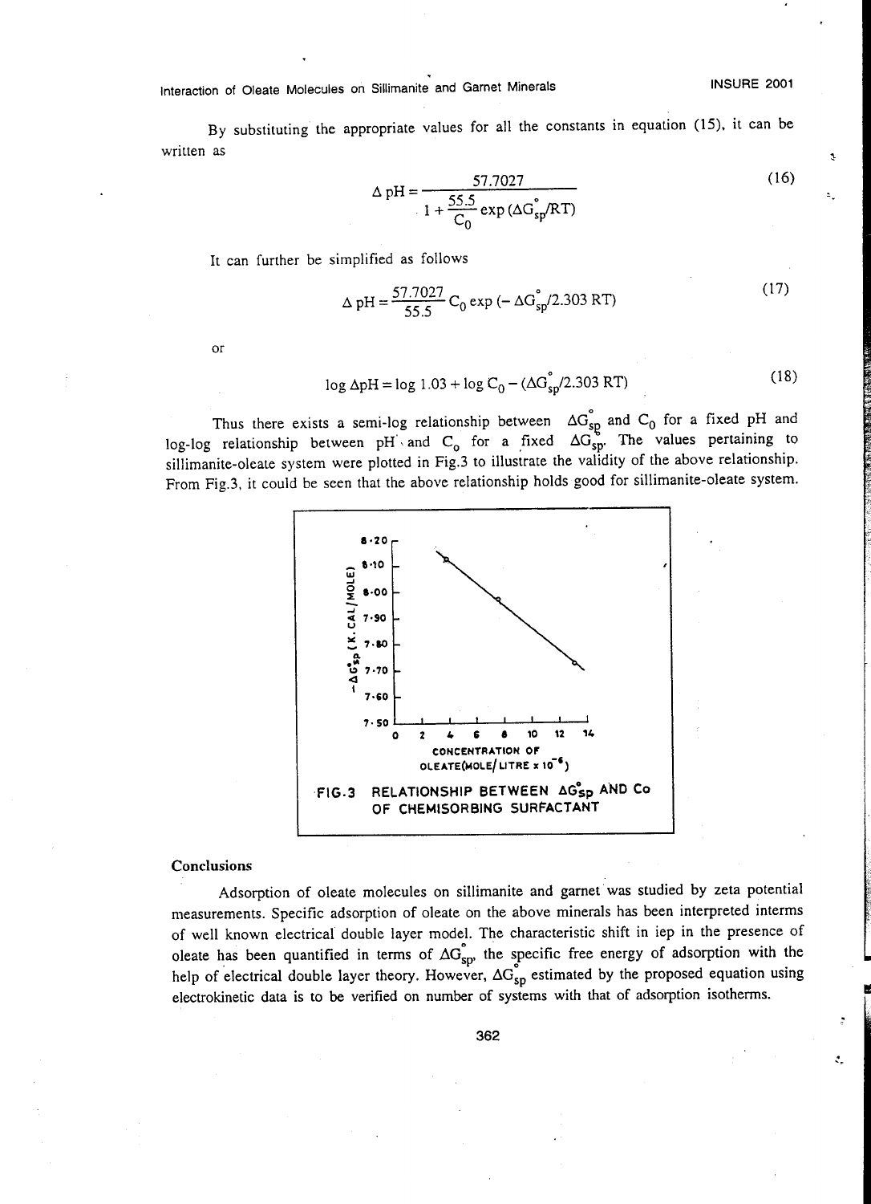By substituting the appropriate values for all the constants in equation (15), it can be written as

$$\Delta \mathrm{pH} = \frac{57.7027}{1 + \frac{55.5}{C_0} \exp(\Delta G^{\circ}_{sp}/RT)} \tag{16}$$

It can further be simplified as follows

$$\Delta \mathrm{pH} = \frac{57.7027}{55.5} C_0 \exp(-\Delta G^{\circ}_{sp}/2.303\ RT) \tag{17}$$

or

$$\log \Delta\mathrm{pH} = \log 1.03 + \log C_0 - (\Delta G^{\circ}_{sp}/2.303\ RT) \tag{18}$$

Thus there exists a semi-log relationship between $\Delta G^{\circ}_{sp}$ and $C_0$ for a fixed pH and log-log relationship between pH and $C_0$ for a fixed $\Delta G^{\circ}_{sp}$. The values pertaining to sillimanite-oleate system were plotted in Fig.3 to illustrate the validity of the above relationship. From Fig.3, it could be seen that the above relationship holds good for sillimanite-oleate system.

FIG.3 RELATIONSHIP BETWEEN $\Delta G^{\circ}_{sp}$ AND $C_o$ OF CHEMISORBING SURFACTANT

## Conclusions

Adsorption of oleate molecules on sillimanite and garnet was studied by zeta potential measurements. Specific adsorption of oleate on the above minerals has been interpreted interms of well known electrical double layer model. The characteristic shift in iep in the presence of oleate has been quantified in terms of $\Delta G^{\circ}_{sp}$, the specific free energy of adsorption with the help of electrical double layer theory. However, $\Delta G^{\circ}_{sp}$ estimated by the proposed equation using electrokinetic data is to be verified on number of systems with that of adsorption isotherms.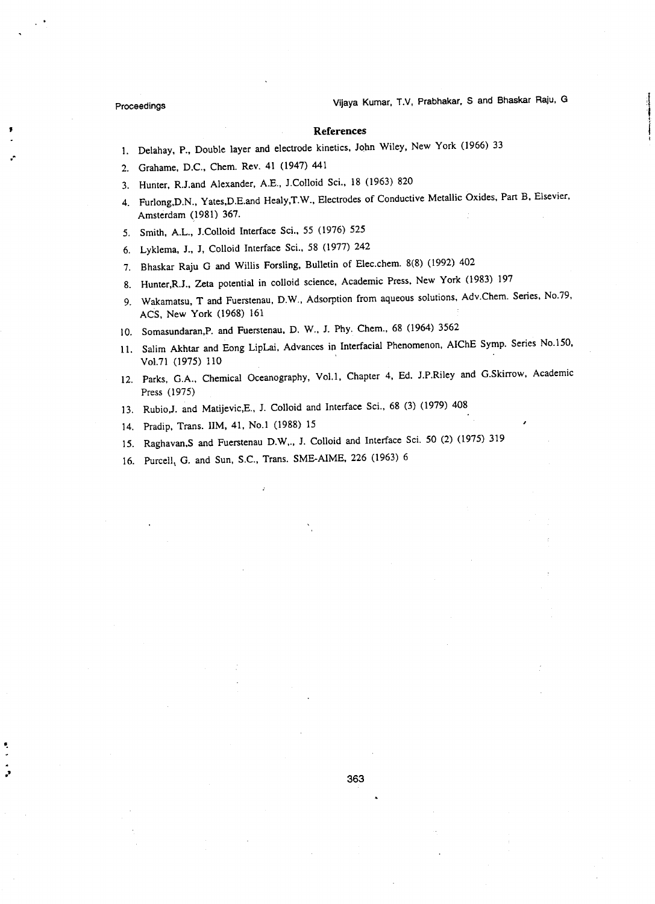## References

1. Delahay, P., Double layer and electrode kinetics, John Wiley, New York (1966) 33
2. Grahame, D.C., Chem. Rev. 41 (1947) 441
3. Hunter, R.J.and Alexander, A.E., J.Colloid Sci., 18 (1963) 820
4. Furlong,D.N., Yates,D.E.and Healy,T.W., Electrodes of Conductive Metallic Oxides, Part B, Elsevier, Amsterdam (1981) 367.
5. Smith, A.L., J.Colloid Interface Sci., 55 (1976) 525
6. Lyklema, J., J, Colloid Interface Sci., 58 (1977) 242
7. Bhaskar Raju G and Willis Forsling, Bulletin of Elec.chem. 8(8) (1992) 402
8. Hunter,R.J., Zeta potential in colloid science, Academic Press, New York (1983) 197
9. Wakamatsu, T and Fuerstenau, D.W., Adsorption from aqueous solutions, Adv.Chem. Series, No.79, ACS, New York (1968) 161
10. Somasundaran,P. and Fuerstenau, D. W., J. Phy. Chem., 68 (1964) 3562
11. Salim Akhtar and Eong LipLai, Advances in Interfacial Phenomenon, AIChE Symp. Series No.150, Vol.71 (1975) 110
12. Parks, G.A., Chemical Oceanography, Vol.1, Chapter 4, Ed. J.P.Riley and G.Skirrow, Academic Press (1975)
13. Rubio,J. and Matijevic,E., J. Colloid and Interface Sci., 68 (3) (1979) 408
14. Pradip, Trans. IIM, 41, No.1 (1988) 15
15. Raghavan,S and Fuerstenau D.W.,. J. Colloid and Interface Sci. 50 (2) (1975) 319
16. Purcell, G. and Sun, S.C., Trans. SME-AIME, 226 (1963) 6